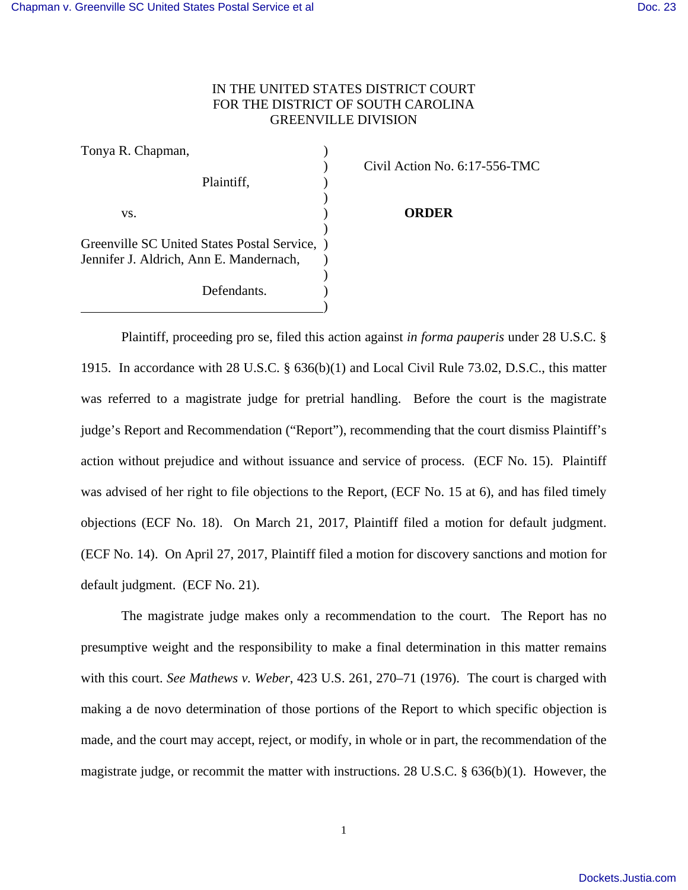IN THE UNITED STATES DISTRICT COURT
FOR THE DISTRICT OF SOUTH CAROLINA
GREENVILLE DIVISION

| | | |
|---|---|---|
| Tonya R. Chapman, | ) | |
| | ) | Civil Action No. 6:17-556-TMC |
| Plaintiff, | ) | |
| | ) | |
| vs. | ) | **ORDER** |
| | ) | |
| Greenville SC United States Postal Service, | ) | |
| Jennifer J. Aldrich, Ann E. Mandernach, | ) | |
| | ) | |
| Defendants. | ) | |
| | ) | |

Plaintiff, proceeding pro se, filed this action against *in forma pauperis* under 28 U.S.C. § 1915. In accordance with 28 U.S.C. § 636(b)(1) and Local Civil Rule 73.02, D.S.C., this matter was referred to a magistrate judge for pretrial handling. Before the court is the magistrate judge's Report and Recommendation ("Report"), recommending that the court dismiss Plaintiff's action without prejudice and without issuance and service of process. (ECF No. 15). Plaintiff was advised of her right to file objections to the Report, (ECF No. 15 at 6), and has filed timely objections (ECF No. 18). On March 21, 2017, Plaintiff filed a motion for default judgment. (ECF No. 14). On April 27, 2017, Plaintiff filed a motion for discovery sanctions and motion for default judgment. (ECF No. 21).

The magistrate judge makes only a recommendation to the court. The Report has no presumptive weight and the responsibility to make a final determination in this matter remains with this court. *See Mathews v. Weber*, 423 U.S. 261, 270–71 (1976). The court is charged with making a de novo determination of those portions of the Report to which specific objection is made, and the court may accept, reject, or modify, in whole or in part, the recommendation of the magistrate judge, or recommit the matter with instructions. 28 U.S.C. § 636(b)(1). However, the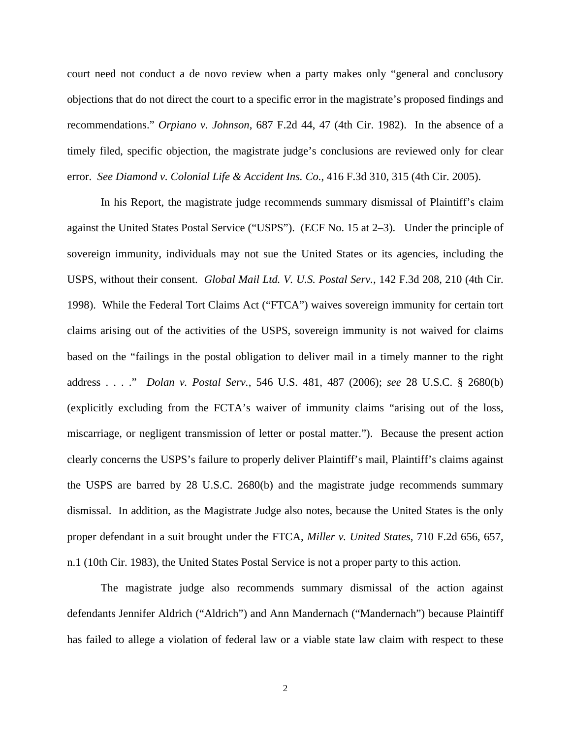court need not conduct a de novo review when a party makes only "general and conclusory objections that do not direct the court to a specific error in the magistrate's proposed findings and recommendations." *Orpiano v. Johnson*, 687 F.2d 44, 47 (4th Cir. 1982). In the absence of a timely filed, specific objection, the magistrate judge's conclusions are reviewed only for clear error. *See Diamond v. Colonial Life & Accident Ins. Co.*, 416 F.3d 310, 315 (4th Cir. 2005).

In his Report, the magistrate judge recommends summary dismissal of Plaintiff's claim against the United States Postal Service ("USPS"). (ECF No. 15 at 2–3). Under the principle of sovereign immunity, individuals may not sue the United States or its agencies, including the USPS, without their consent. *Global Mail Ltd. V. U.S. Postal Serv.*, 142 F.3d 208, 210 (4th Cir. 1998). While the Federal Tort Claims Act ("FTCA") waives sovereign immunity for certain tort claims arising out of the activities of the USPS, sovereign immunity is not waived for claims based on the "failings in the postal obligation to deliver mail in a timely manner to the right address . . . ." *Dolan v. Postal Serv.*, 546 U.S. 481, 487 (2006); *see* 28 U.S.C. § 2680(b) (explicitly excluding from the FCTA's waiver of immunity claims "arising out of the loss, miscarriage, or negligent transmission of letter or postal matter."). Because the present action clearly concerns the USPS's failure to properly deliver Plaintiff's mail, Plaintiff's claims against the USPS are barred by 28 U.S.C. 2680(b) and the magistrate judge recommends summary dismissal. In addition, as the Magistrate Judge also notes, because the United States is the only proper defendant in a suit brought under the FTCA, *Miller v. United States*, 710 F.2d 656, 657, n.1 (10th Cir. 1983), the United States Postal Service is not a proper party to this action.

The magistrate judge also recommends summary dismissal of the action against defendants Jennifer Aldrich ("Aldrich") and Ann Mandernach ("Mandernach") because Plaintiff has failed to allege a violation of federal law or a viable state law claim with respect to these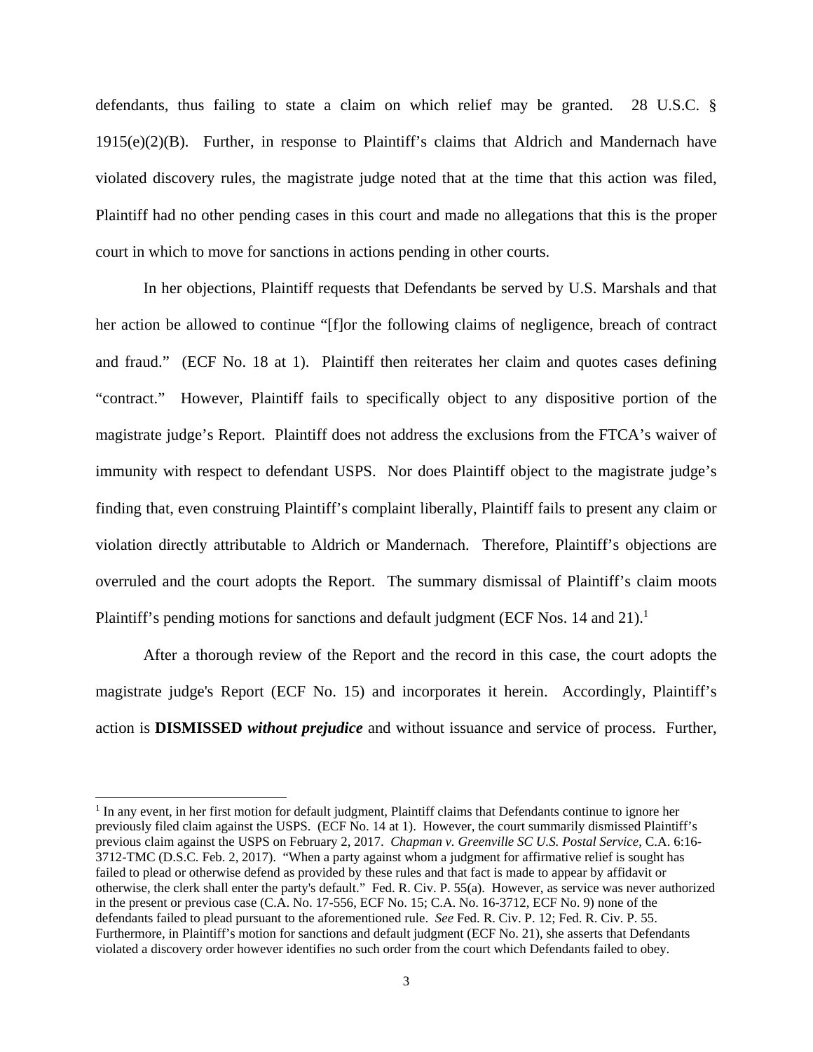defendants, thus failing to state a claim on which relief may be granted. 28 U.S.C. § 1915(e)(2)(B). Further, in response to Plaintiff's claims that Aldrich and Mandernach have violated discovery rules, the magistrate judge noted that at the time that this action was filed, Plaintiff had no other pending cases in this court and made no allegations that this is the proper court in which to move for sanctions in actions pending in other courts.

In her objections, Plaintiff requests that Defendants be served by U.S. Marshals and that her action be allowed to continue "[f]or the following claims of negligence, breach of contract and fraud." (ECF No. 18 at 1). Plaintiff then reiterates her claim and quotes cases defining "contract." However, Plaintiff fails to specifically object to any dispositive portion of the magistrate judge's Report. Plaintiff does not address the exclusions from the FTCA's waiver of immunity with respect to defendant USPS. Nor does Plaintiff object to the magistrate judge's finding that, even construing Plaintiff's complaint liberally, Plaintiff fails to present any claim or violation directly attributable to Aldrich or Mandernach. Therefore, Plaintiff's objections are overruled and the court adopts the Report. The summary dismissal of Plaintiff's claim moots Plaintiff's pending motions for sanctions and default judgment (ECF Nos. 14 and 21).[1]

After a thorough review of the Report and the record in this case, the court adopts the magistrate judge's Report (ECF No. 15) and incorporates it herein. Accordingly, Plaintiff's action is **DISMISSED *without prejudice*** and without issuance and service of process. Further,

---

[1] In any event, in her first motion for default judgment, Plaintiff claims that Defendants continue to ignore her previously filed claim against the USPS. (ECF No. 14 at 1). However, the court summarily dismissed Plaintiff's previous claim against the USPS on February 2, 2017. *Chapman v. Greenville SC U.S. Postal Service*, C.A. 6:16-3712-TMC (D.S.C. Feb. 2, 2017). "When a party against whom a judgment for affirmative relief is sought has failed to plead or otherwise defend as provided by these rules and that fact is made to appear by affidavit or otherwise, the clerk shall enter the party's default." Fed. R. Civ. P. 55(a). However, as service was never authorized in the present or previous case (C.A. No. 17-556, ECF No. 15; C.A. No. 16-3712, ECF No. 9) none of the defendants failed to plead pursuant to the aforementioned rule. *See* Fed. R. Civ. P. 12; Fed. R. Civ. P. 55. Furthermore, in Plaintiff's motion for sanctions and default judgment (ECF No. 21), she asserts that Defendants violated a discovery order however identifies no such order from the court which Defendants failed to obey.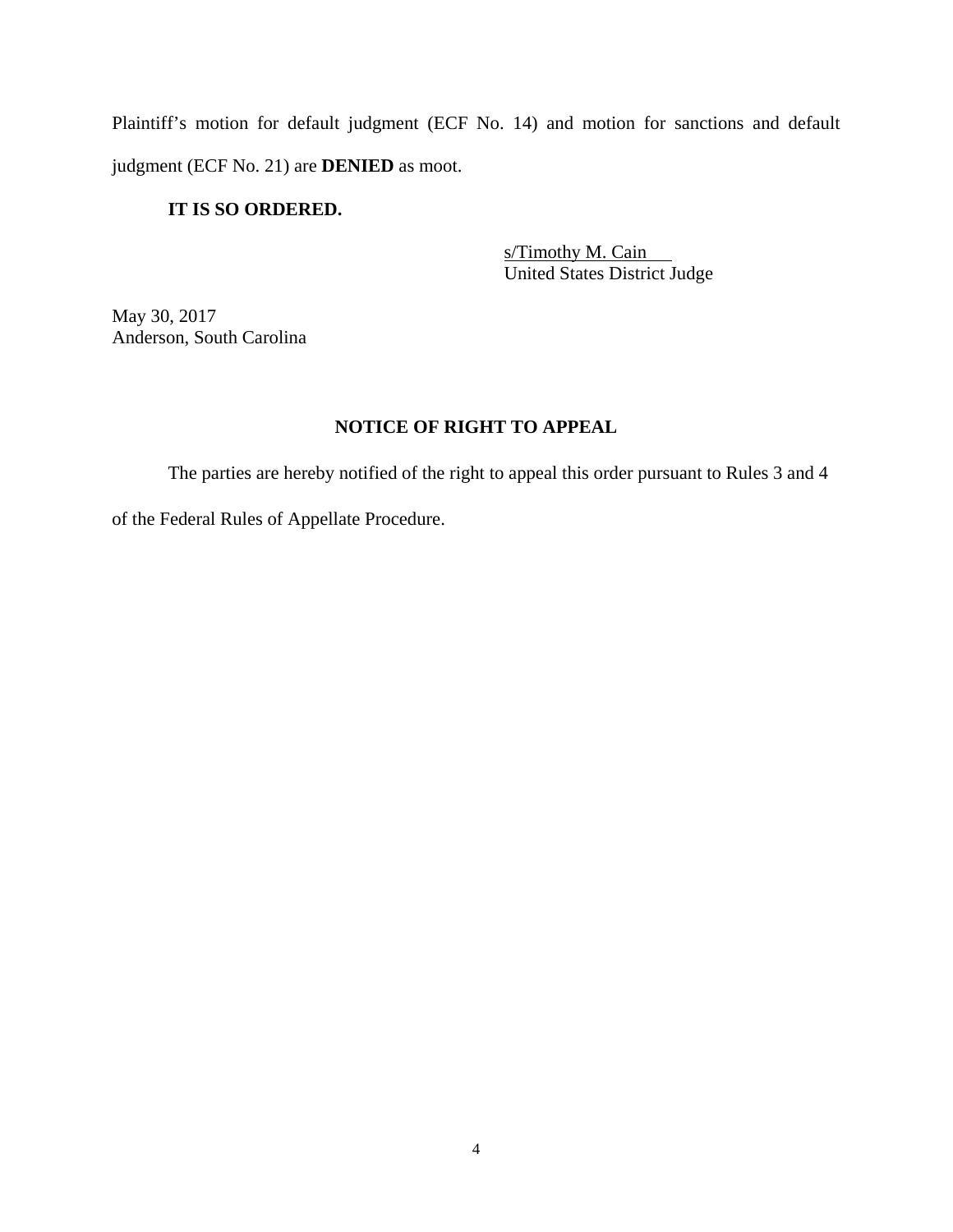Plaintiff's motion for default judgment (ECF No. 14) and motion for sanctions and default judgment (ECF No. 21) are **DENIED** as moot.

**IT IS SO ORDERED.**

s/Timothy M. Cain
United States District Judge

May 30, 2017
Anderson, South Carolina

**NOTICE OF RIGHT TO APPEAL**

The parties are hereby notified of the right to appeal this order pursuant to Rules 3 and 4 of the Federal Rules of Appellate Procedure.